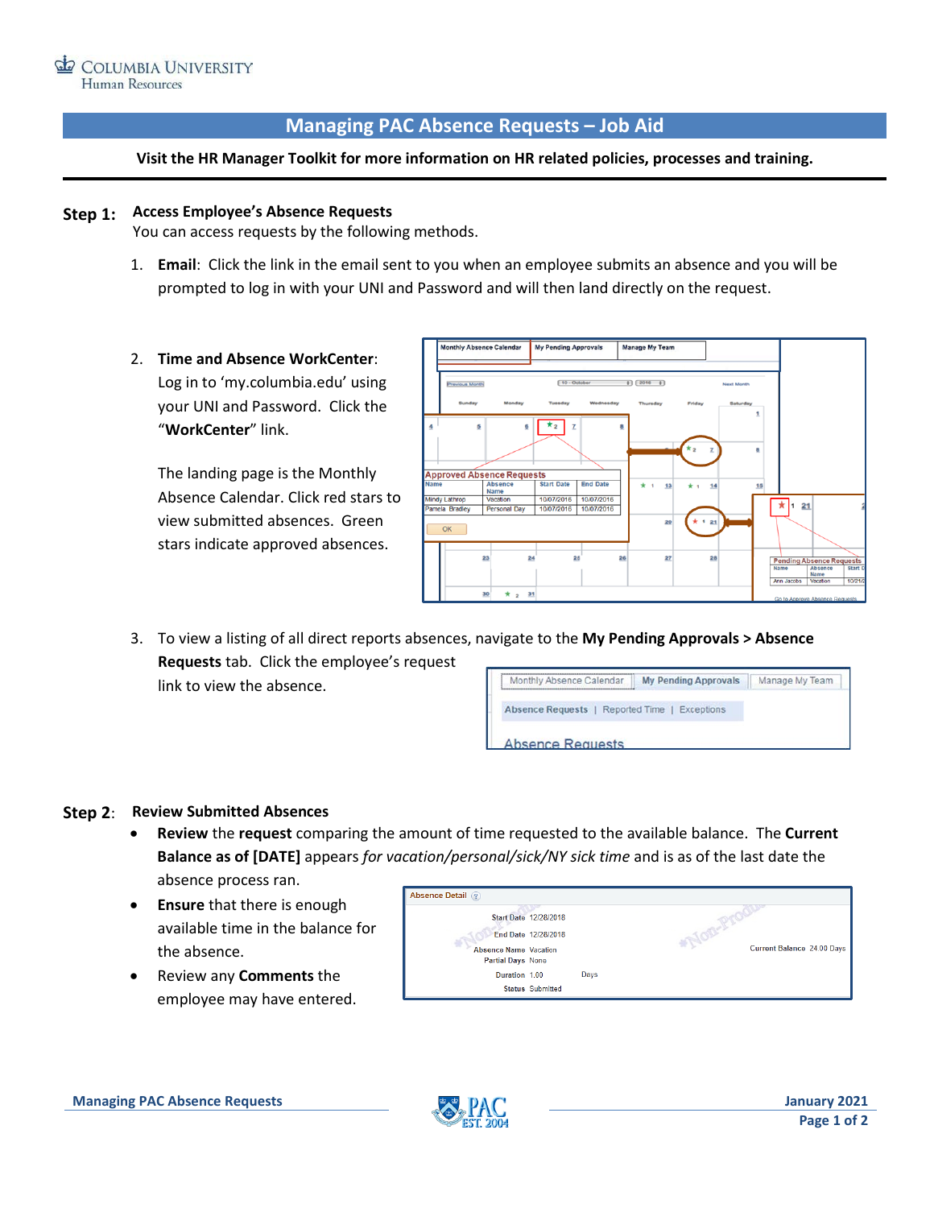Columbia University Human Resources

# Managing PAC Absence Requests – Job Aid

**Visit the HR Manager Toolkit for more information on HR related policies, processes and training.**

## Step 1: Access Employee's Absence Requests

You can access requests by the following methods.

1. **Email**: Click the link in the email sent to you when an employee submits an absence and you will be prompted to log in with your UNI and Password and will then land directly on the request.

2. **Time and Absence WorkCenter**: Log in to 'my.columbia.edu' using your UNI and Password. Click the "**WorkCenter**" link.

   The landing page is the Monthly Absence Calendar. Click red stars to view submitted absences. Green stars indicate approved absences.

3. To view a listing of all direct reports absences, navigate to the **My Pending Approvals > Absence Requests** tab. Click the employee's request link to view the absence.

## Step 2: Review Submitted Absences

- **Review** the **request** comparing the amount of time requested to the available balance. The **Current Balance as of [DATE]** appears *for vacation/personal/sick/NY sick time* and is as of the last date the absence process ran.
- **Ensure** that there is enough available time in the balance for the absence.
- Review any **Comments** the employee may have entered.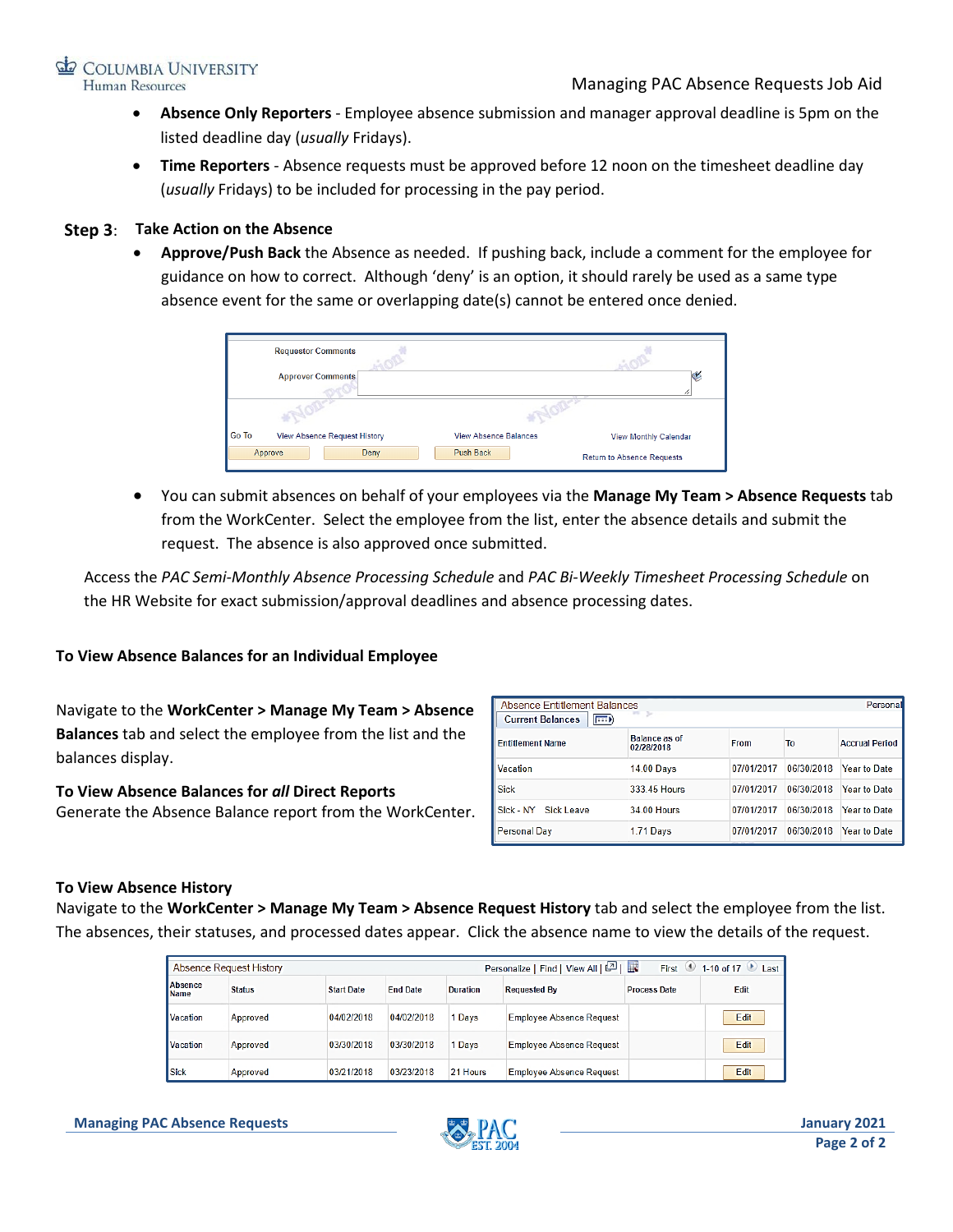- **Absence Only Reporters** - Employee absence submission and manager approval deadline is 5pm on the listed deadline day (*usually* Fridays).
- **Time Reporters** - Absence requests must be approved before 12 noon on the timesheet deadline day (*usually* Fridays) to be included for processing in the pay period.

**Step 3**: **Take Action on the Absence**

- **Approve/Push Back** the Absence as needed. If pushing back, include a comment for the employee for guidance on how to correct. Although 'deny' is an option, it should rarely be used as a same type absence event for the same or overlapping date(s) cannot be entered once denied.

Requestor Comments

Approver Comments

Go To   View Absence Request History   View Absence Balances   View Monthly Calendar

Approve   Deny   Push Back   Return to Absence Requests

- You can submit absences on behalf of your employees via the **Manage My Team > Absence Requests** tab from the WorkCenter. Select the employee from the list, enter the absence details and submit the request. The absence is also approved once submitted.

Access the *PAC Semi-Monthly Absence Processing Schedule* and *PAC Bi-Weekly Timesheet Processing Schedule* on the HR Website for exact submission/approval deadlines and absence processing dates.

**To View Absence Balances for an Individual Employee**

Navigate to the **WorkCenter > Manage My Team > Absence Balances** tab and select the employee from the list and the balances display.

**To View Absence Balances for *all* Direct Reports**

Generate the Absence Balance report from the WorkCenter.

Absence Entitlement Balances

Current Balances

| Entitlement Name | Balance as of 02/28/2018 | From | To | Accrual Period |
|---|---|---|---|---|
| Vacation | 14.00 Days | 07/01/2017 | 06/30/2018 | Year to Date |
| Sick | 333.45 Hours | 07/01/2017 | 06/30/2018 | Year to Date |
| Sick - NY Sick Leave | 34.00 Hours | 07/01/2017 | 06/30/2018 | Year to Date |
| Personal Day | 1.71 Days | 07/01/2017 | 06/30/2018 | Year to Date |

**To View Absence History**

Navigate to the **WorkCenter > Manage My Team > Absence Request History** tab and select the employee from the list. The absences, their statuses, and processed dates appear. Click the absence name to view the details of the request.

Absence Request History

| Absence Name | Status | Start Date | End Date | Duration | Requested By | Process Date | Edit |
|---|---|---|---|---|---|---|---|
| Vacation | Approved | 04/02/2018 | 04/02/2018 | 1 Days | Employee Absence Request | | Edit |
| Vacation | Approved | 03/30/2018 | 03/30/2018 | 1 Days | Employee Absence Request | | Edit |
| Sick | Approved | 03/21/2018 | 03/23/2018 | 21 Hours | Employee Absence Request | | Edit |